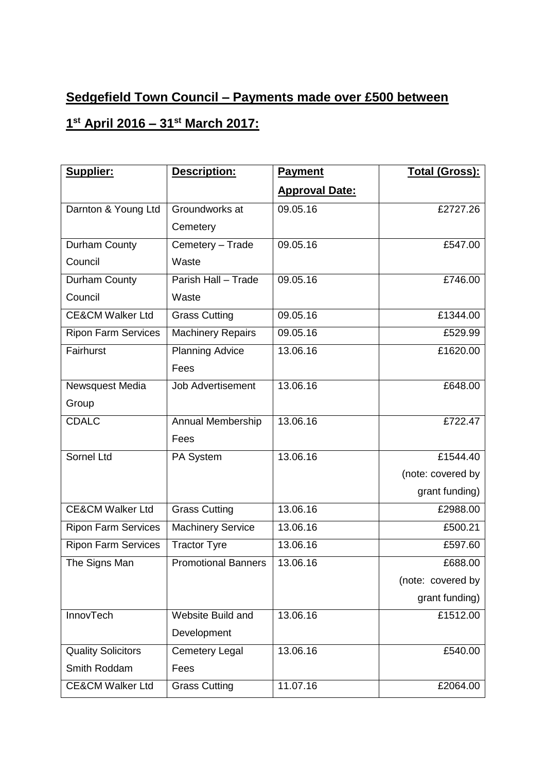## Sedgefield Town Council – Payments made over £500 between 1st April 2016 – 31st March 2017:

| Supplier: | Description: | Payment Approval Date: | Total (Gross): |
|---|---|---|---|
| Darnton & Young Ltd | Groundworks at Cemetery | 09.05.16 | £2727.26 |
| Durham County Council | Cemetery – Trade Waste | 09.05.16 | £547.00 |
| Durham County Council | Parish Hall – Trade Waste | 09.05.16 | £746.00 |
| CE&CM Walker Ltd | Grass Cutting | 09.05.16 | £1344.00 |
| Ripon Farm Services | Machinery Repairs | 09.05.16 | £529.99 |
| Fairhurst | Planning Advice Fees | 13.06.16 | £1620.00 |
| Newsquest Media Group | Job Advertisement | 13.06.16 | £648.00 |
| CDALC | Annual Membership Fees | 13.06.16 | £722.47 |
| Sornel Ltd | PA System | 13.06.16 | £1544.40 (note: covered by grant funding) |
| CE&CM Walker Ltd | Grass Cutting | 13.06.16 | £2988.00 |
| Ripon Farm Services | Machinery Service | 13.06.16 | £500.21 |
| Ripon Farm Services | Tractor Tyre | 13.06.16 | £597.60 |
| The Signs Man | Promotional Banners | 13.06.16 | £688.00 (note: covered by grant funding) |
| InnovTech | Website Build and Development | 13.06.16 | £1512.00 |
| Quality Solicitors Smith Roddam | Cemetery Legal Fees | 13.06.16 | £540.00 |
| CE&CM Walker Ltd | Grass Cutting | 11.07.16 | £2064.00 |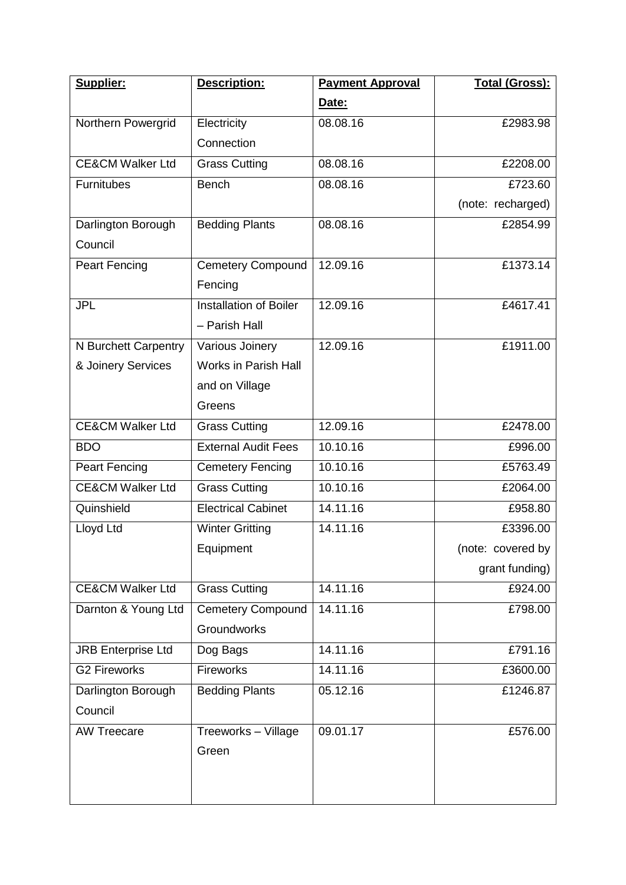| Supplier: | Description: | Payment Approval Date: | Total (Gross): |
|---|---|---|---|
| Northern Powergrid | Electricity Connection | 08.08.16 | £2983.98 |
| CE&CM Walker Ltd | Grass Cutting | 08.08.16 | £2208.00 |
| Furnitubes | Bench | 08.08.16 | £723.60 (note: recharged) |
| Darlington Borough Council | Bedding Plants | 08.08.16 | £2854.99 |
| Peart Fencing | Cemetery Compound Fencing | 12.09.16 | £1373.14 |
| JPL | Installation of Boiler – Parish Hall | 12.09.16 | £4617.41 |
| N Burchett Carpentry & Joinery Services | Various Joinery Works in Parish Hall and on Village Greens | 12.09.16 | £1911.00 |
| CE&CM Walker Ltd | Grass Cutting | 12.09.16 | £2478.00 |
| BDO | External Audit Fees | 10.10.16 | £996.00 |
| Peart Fencing | Cemetery Fencing | 10.10.16 | £5763.49 |
| CE&CM Walker Ltd | Grass Cutting | 10.10.16 | £2064.00 |
| Quinshield | Electrical Cabinet | 14.11.16 | £958.80 |
| Lloyd Ltd | Winter Gritting Equipment | 14.11.16 | £3396.00 (note: covered by grant funding) |
| CE&CM Walker Ltd | Grass Cutting | 14.11.16 | £924.00 |
| Darnton & Young Ltd | Cemetery Compound Groundworks | 14.11.16 | £798.00 |
| JRB Enterprise Ltd | Dog Bags | 14.11.16 | £791.16 |
| G2 Fireworks | Fireworks | 14.11.16 | £3600.00 |
| Darlington Borough Council | Bedding Plants | 05.12.16 | £1246.87 |
| AW Treecare | Treeworks – Village Green | 09.01.17 | £576.00 |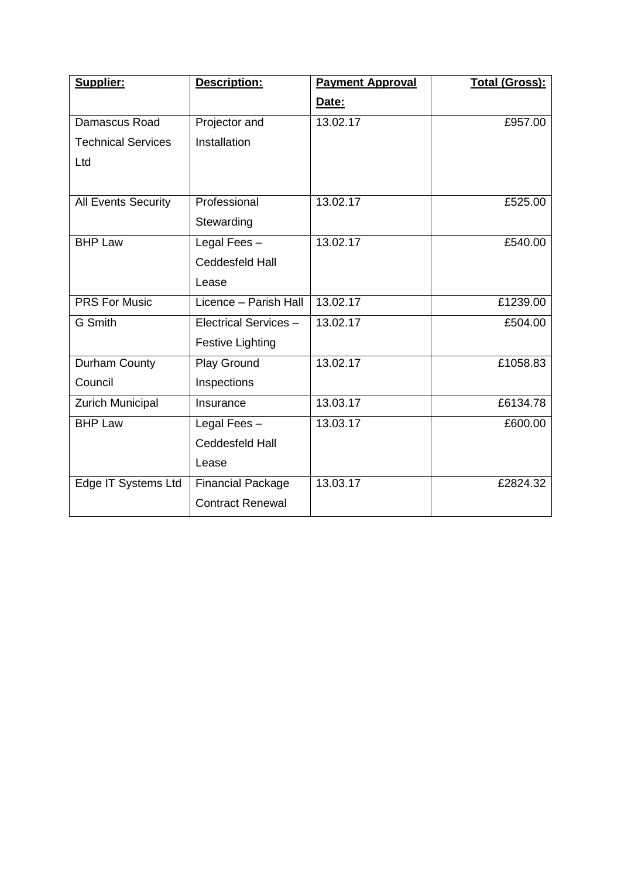| **Supplier:** | **Description:** | **Payment Approval Date:** | **Total (Gross):** |
|---|---|---|---|
| Damascus Road Technical Services Ltd | Projector and Installation | 13.02.17 | £957.00 |
| All Events Security | Professional Stewarding | 13.02.17 | £525.00 |
| BHP Law | Legal Fees – Ceddesfeld Hall Lease | 13.02.17 | £540.00 |
| PRS For Music | Licence – Parish Hall | 13.02.17 | £1239.00 |
| G Smith | Electrical Services – Festive Lighting | 13.02.17 | £504.00 |
| Durham County Council | Play Ground Inspections | 13.02.17 | £1058.83 |
| Zurich Municipal | Insurance | 13.03.17 | £6134.78 |
| BHP Law | Legal Fees – Ceddesfeld Hall Lease | 13.03.17 | £600.00 |
| Edge IT Systems Ltd | Financial Package Contract Renewal | 13.03.17 | £2824.32 |